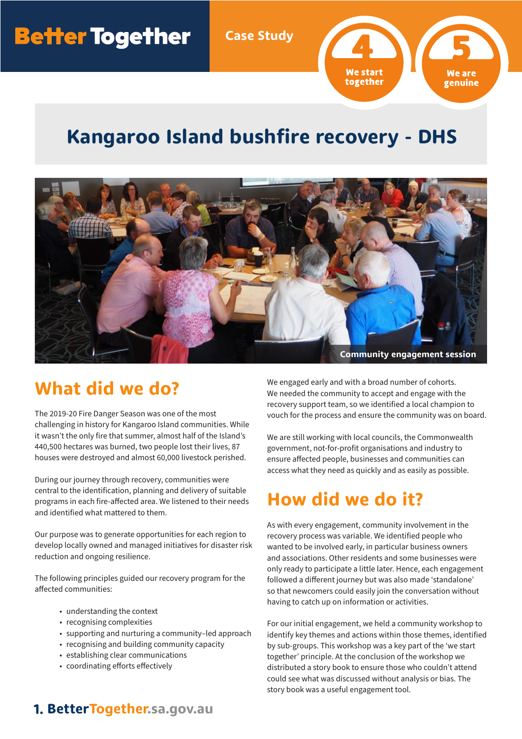Better Together

Case Study

4 We start together

5 We are genuine

# Kangaroo Island bushfire recovery - DHS

Community engagement session

## What did we do?

The 2019-20 Fire Danger Season was one of the most challenging in history for Kangaroo Island communities. While it wasn't the only fire that summer, almost half of the Island's 440,500 hectares was burned, two people lost their lives, 87 houses were destroyed and almost 60,000 livestock perished.

During our journey through recovery, communities were central to the identification, planning and delivery of suitable programs in each fire-affected area. We listened to their needs and identified what mattered to them.

Our purpose was to generate opportunities for each region to develop locally owned and managed initiatives for disaster risk reduction and ongoing resilience.

The following principles guided our recovery program for the affected communities:

- understanding the context
- recognising complexities
- supporting and nurturing a community–led approach
- recognising and building community capacity
- establishing clear communications
- coordinating efforts effectively

We engaged early and with a broad number of cohorts. We needed the community to accept and engage with the recovery support team, so we identified a local champion to vouch for the process and ensure the community was on board.

We are still working with local councils, the Commonwealth government, not-for-profit organisations and industry to ensure affected people, businesses and communities can access what they need as quickly and as easily as possible.

## How did we do it?

As with every engagement, community involvement in the recovery process was variable. We identified people who wanted to be involved early, in particular business owners and associations. Other residents and some businesses were only ready to participate a little later. Hence, each engagement followed a different journey but was also made 'standalone' so that newcomers could easily join the conversation without having to catch up on information or activities.

For our initial engagement, we held a community workshop to identify key themes and actions within those themes, identified by sub-groups. This workshop was a key part of the 'we start together' principle. At the conclusion of the workshop we distributed a story book to ensure those who couldn't attend could see what was discussed without analysis or bias. The story book was a useful engagement tool.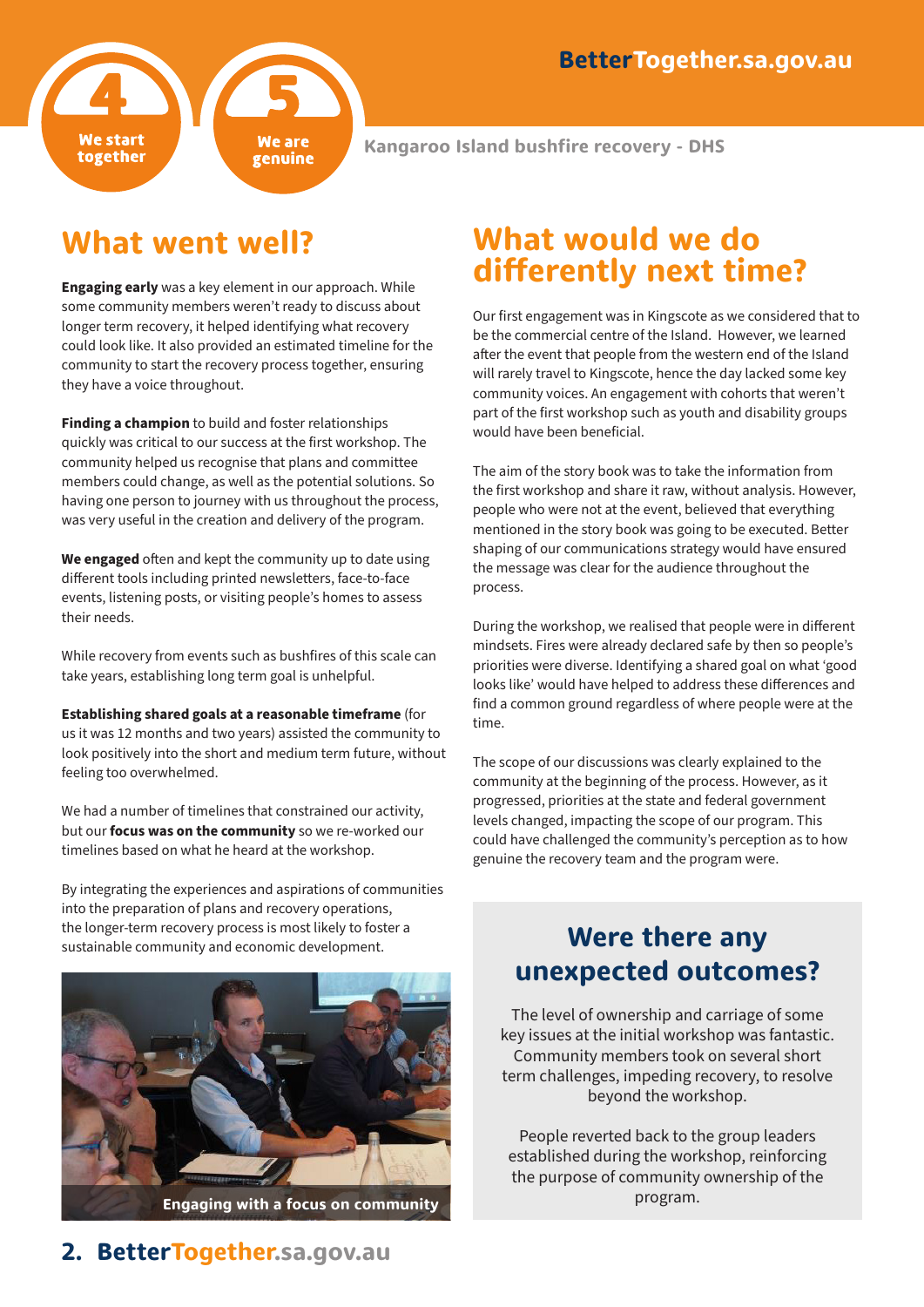4 We start together

5 We are genuine

Kangaroo Island bushfire recovery - DHS

## What went well?

**Engaging early** was a key element in our approach. While some community members weren't ready to discuss about longer term recovery, it helped identifying what recovery could look like. It also provided an estimated timeline for the community to start the recovery process together, ensuring they have a voice throughout.

**Finding a champion** to build and foster relationships quickly was critical to our success at the first workshop. The community helped us recognise that plans and committee members could change, as well as the potential solutions. So having one person to journey with us throughout the process, was very useful in the creation and delivery of the program.

**We engaged** often and kept the community up to date using different tools including printed newsletters, face-to-face events, listening posts, or visiting people's homes to assess their needs.

While recovery from events such as bushfires of this scale can take years, establishing long term goal is unhelpful.

**Establishing shared goals at a reasonable timeframe** (for us it was 12 months and two years) assisted the community to look positively into the short and medium term future, without feeling too overwhelmed.

We had a number of timelines that constrained our activity, but our **focus was on the community** so we re-worked our timelines based on what he heard at the workshop.

By integrating the experiences and aspirations of communities into the preparation of plans and recovery operations, the longer-term recovery process is most likely to foster a sustainable community and economic development.

Engaging with a focus on community

## What would we do differently next time?

Our first engagement was in Kingscote as we considered that to be the commercial centre of the Island. However, we learned after the event that people from the western end of the Island will rarely travel to Kingscote, hence the day lacked some key community voices. An engagement with cohorts that weren't part of the first workshop such as youth and disability groups would have been beneficial.

The aim of the story book was to take the information from the first workshop and share it raw, without analysis. However, people who were not at the event, believed that everything mentioned in the story book was going to be executed. Better shaping of our communications strategy would have ensured the message was clear for the audience throughout the process.

During the workshop, we realised that people were in different mindsets. Fires were already declared safe by then so people's priorities were diverse. Identifying a shared goal on what 'good looks like' would have helped to address these differences and find a common ground regardless of where people were at the time.

The scope of our discussions was clearly explained to the community at the beginning of the process. However, as it progressed, priorities at the state and federal government levels changed, impacting the scope of our program. This could have challenged the community's perception as to how genuine the recovery team and the program were.

## Were there any unexpected outcomes?

The level of ownership and carriage of some key issues at the initial workshop was fantastic. Community members took on several short term challenges, impeding recovery, to resolve beyond the workshop.

People reverted back to the group leaders established during the workshop, reinforcing the purpose of community ownership of the program.